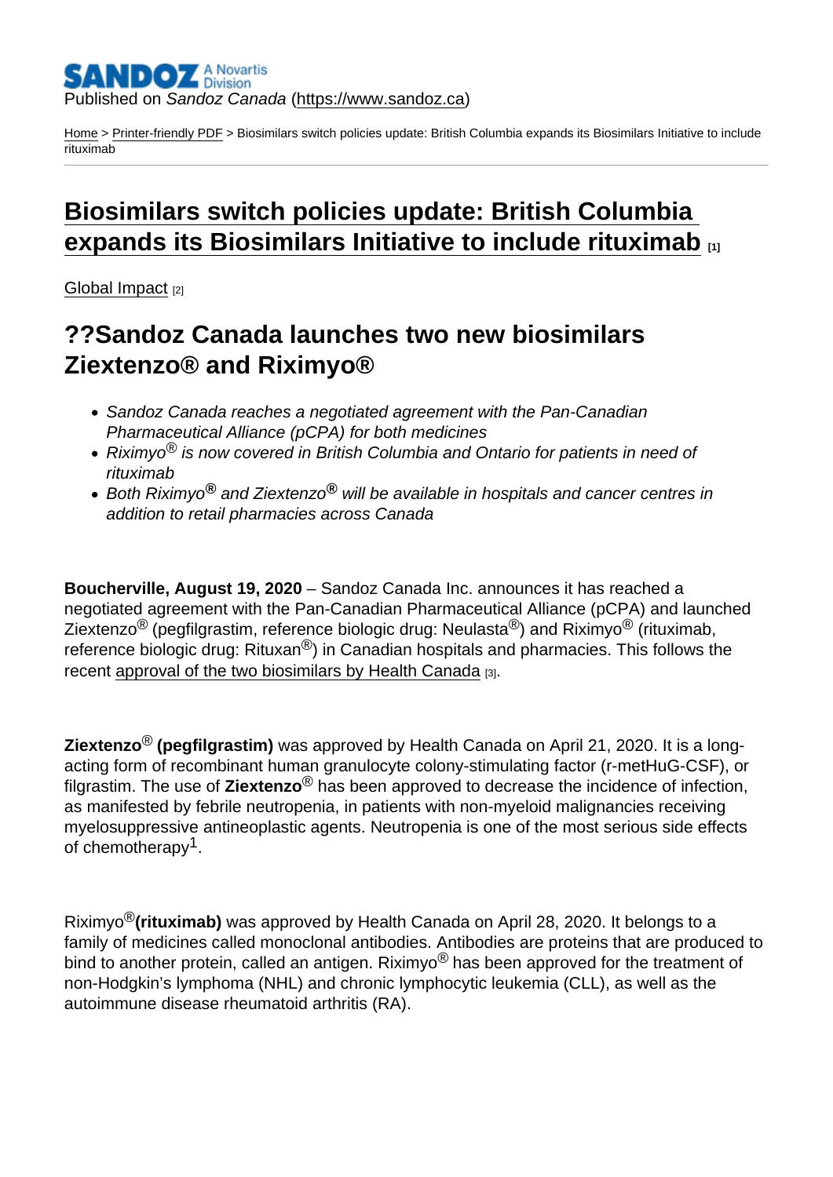Published on *Sandoz Canada* (https://www.sandoz.ca)

Home > Printer-friendly PDF > Biosimilars switch policies update: British Columbia expands its Biosimilars Initiative to include rituximab

# Biosimilars switch policies update: British Columbia expands its Biosimilars Initiative to include rituximab [1]

Global Impact [2]

## ??Sandoz Canada launches two new biosimilars Ziextenzo® and Riximyo®

- *Sandoz Canada reaches a negotiated agreement with the Pan-Canadian Pharmaceutical Alliance (pCPA) for both medicines*
- *Riximyo® is now covered in British Columbia and Ontario for patients in need of rituximab*
- *Both Riximyo® and Ziextenzo® will be available in hospitals and cancer centres in addition to retail pharmacies across Canada*

**Boucherville, August 19, 2020** – Sandoz Canada Inc. announces it has reached a negotiated agreement with the Pan-Canadian Pharmaceutical Alliance (pCPA) and launched Ziextenzo® (pegfilgrastim, reference biologic drug: Neulasta®) and Riximyo® (rituximab, reference biologic drug: Rituxan®) in Canadian hospitals and pharmacies. This follows the recent approval of the two biosimilars by Health Canada [3].

**Ziextenzo® (pegfilgrastim)** was approved by Health Canada on April 21, 2020. It is a long-acting form of recombinant human granulocyte colony-stimulating factor (r-metHuG-CSF), or filgrastim. The use of **Ziextenzo®** has been approved to decrease the incidence of infection, as manifested by febrile neutropenia, in patients with non-myeloid malignancies receiving myelosuppressive antineoplastic agents. Neutropenia is one of the most serious side effects of chemotherapy[1].

Riximyo®**(rituximab)** was approved by Health Canada on April 28, 2020. It belongs to a family of medicines called monoclonal antibodies. Antibodies are proteins that are produced to bind to another protein, called an antigen. Riximyo® has been approved for the treatment of non-Hodgkin's lymphoma (NHL) and chronic lymphocytic leukemia (CLL), as well as the autoimmune disease rheumatoid arthritis (RA).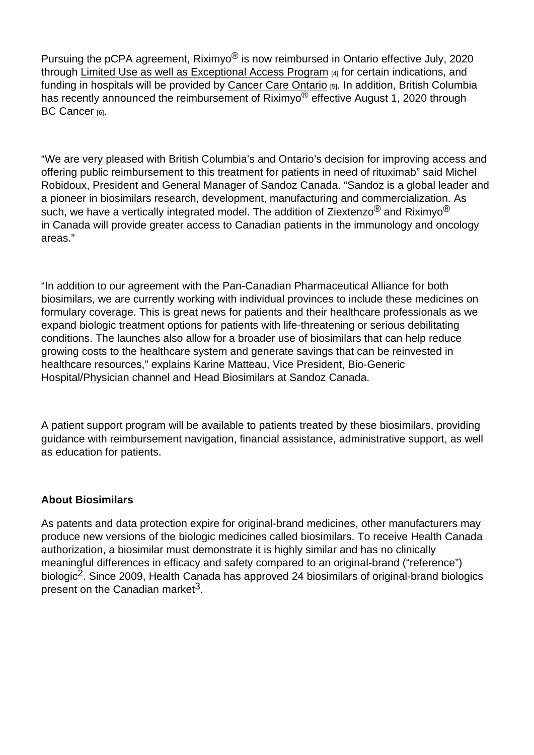Pursuing the pCPA agreement, Riximyo® is now reimbursed in Ontario effective July, 2020 through Limited Use as well as Exceptional Access Program [4] for certain indications, and funding in hospitals will be provided by Cancer Care Ontario [5]. In addition, British Columbia has recently announced the reimbursement of Riximyo® effective August 1, 2020 through BC Cancer [6].

"We are very pleased with British Columbia's and Ontario's decision for improving access and offering public reimbursement to this treatment for patients in need of rituximab" said Michel Robidoux, President and General Manager of Sandoz Canada. "Sandoz is a global leader and a pioneer in biosimilars research, development, manufacturing and commercialization. As such, we have a vertically integrated model. The addition of Ziextenzo® and Riximyo® in Canada will provide greater access to Canadian patients in the immunology and oncology areas."

"In addition to our agreement with the Pan-Canadian Pharmaceutical Alliance for both biosimilars, we are currently working with individual provinces to include these medicines on formulary coverage. This is great news for patients and their healthcare professionals as we expand biologic treatment options for patients with life-threatening or serious debilitating conditions. The launches also allow for a broader use of biosimilars that can help reduce growing costs to the healthcare system and generate savings that can be reinvested in healthcare resources," explains Karine Matteau, Vice President, Bio-Generic Hospital/Physician channel and Head Biosimilars at Sandoz Canada.

A patient support program will be available to patients treated by these biosimilars, providing guidance with reimbursement navigation, financial assistance, administrative support, as well as education for patients.

**About Biosimilars**

As patents and data protection expire for original-brand medicines, other manufacturers may produce new versions of the biologic medicines called biosimilars. To receive Health Canada authorization, a biosimilar must demonstrate it is highly similar and has no clinically meaningful differences in efficacy and safety compared to an original-brand ("reference") biologic[2]. Since 2009, Health Canada has approved 24 biosimilars of original-brand biologics present on the Canadian market[3].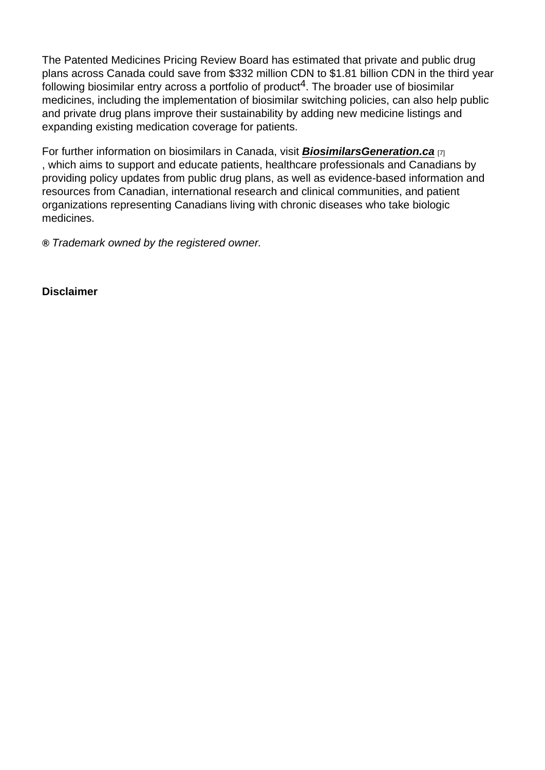The Patented Medicines Pricing Review Board has estimated that private and public drug plans across Canada could save from $332 million CDN to $1.81 billion CDN in the third year following biosimilar entry across a portfolio of product[4]. The broader use of biosimilar medicines, including the implementation of biosimilar switching policies, can also help public and private drug plans improve their sustainability by adding new medicine listings and expanding existing medication coverage for patients.

For further information on biosimilars in Canada, visit ***BiosimilarsGeneration.ca*** [7], which aims to support and educate patients, healthcare professionals and Canadians by providing policy updates from public drug plans, as well as evidence-based information and resources from Canadian, international research and clinical communities, and patient organizations representing Canadians living with chronic diseases who take biologic medicines.

***®*** *Trademark owned by the registered owner.*

**Disclaimer**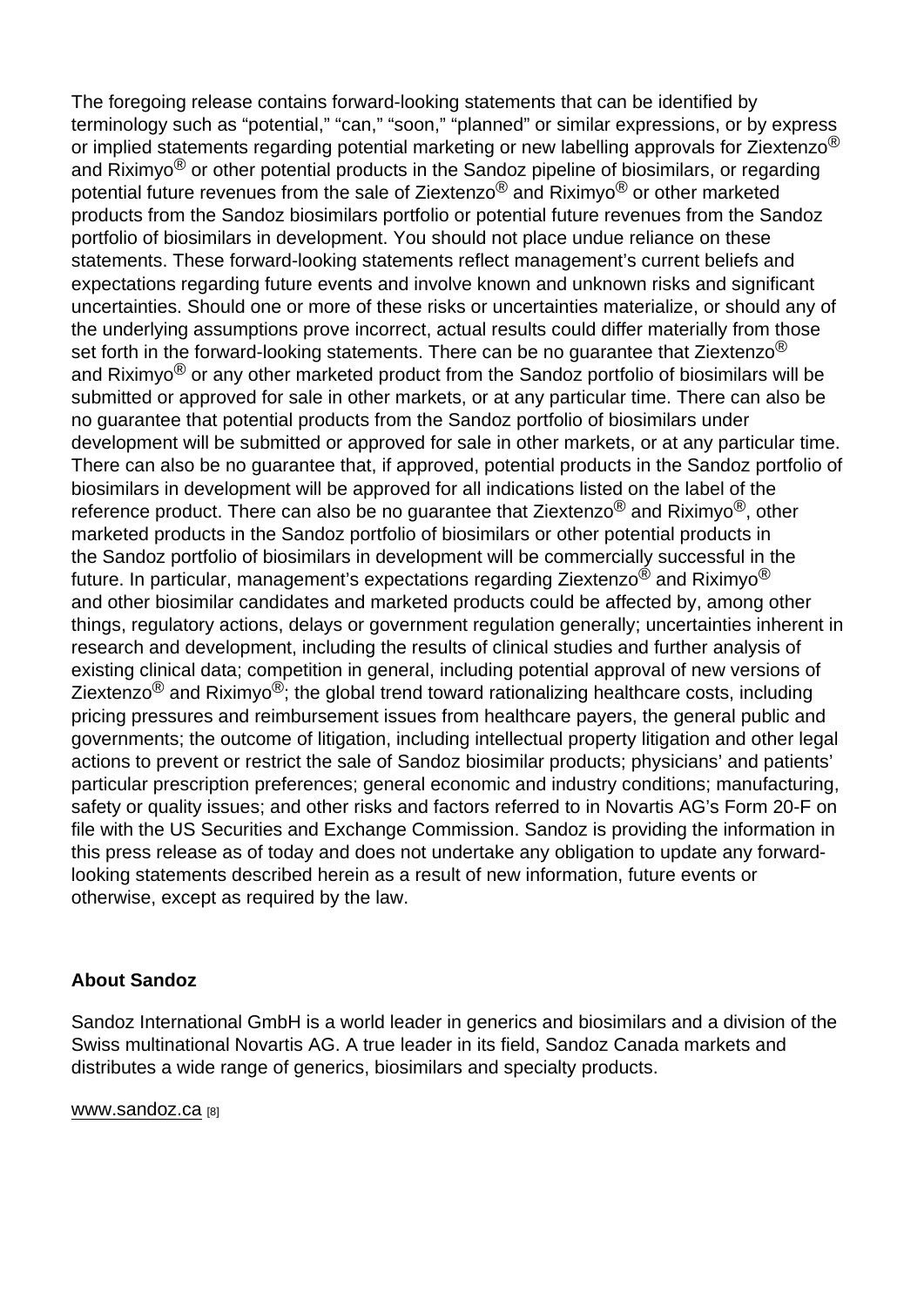The foregoing release contains forward-looking statements that can be identified by terminology such as “potential,” “can,” “soon,” “planned” or similar expressions, or by express or implied statements regarding potential marketing or new labelling approvals for Ziextenzo® and Riximyo® or other potential products in the Sandoz pipeline of biosimilars, or regarding potential future revenues from the sale of Ziextenzo® and Riximyo® or other marketed products from the Sandoz biosimilars portfolio or potential future revenues from the Sandoz portfolio of biosimilars in development. You should not place undue reliance on these statements. These forward-looking statements reflect management’s current beliefs and expectations regarding future events and involve known and unknown risks and significant uncertainties. Should one or more of these risks or uncertainties materialize, or should any of the underlying assumptions prove incorrect, actual results could differ materially from those set forth in the forward-looking statements. There can be no guarantee that Ziextenzo® and Riximyo® or any other marketed product from the Sandoz portfolio of biosimilars will be submitted or approved for sale in other markets, or at any particular time. There can also be no guarantee that potential products from the Sandoz portfolio of biosimilars under development will be submitted or approved for sale in other markets, or at any particular time. There can also be no guarantee that, if approved, potential products in the Sandoz portfolio of biosimilars in development will be approved for all indications listed on the label of the reference product. There can also be no guarantee that Ziextenzo® and Riximyo®, other marketed products in the Sandoz portfolio of biosimilars or other potential products in the Sandoz portfolio of biosimilars in development will be commercially successful in the future. In particular, management’s expectations regarding Ziextenzo® and Riximyo® and other biosimilar candidates and marketed products could be affected by, among other things, regulatory actions, delays or government regulation generally; uncertainties inherent in research and development, including the results of clinical studies and further analysis of existing clinical data; competition in general, including potential approval of new versions of Ziextenzo® and Riximyo®; the global trend toward rationalizing healthcare costs, including pricing pressures and reimbursement issues from healthcare payers, the general public and governments; the outcome of litigation, including intellectual property litigation and other legal actions to prevent or restrict the sale of Sandoz biosimilar products; physicians’ and patients’ particular prescription preferences; general economic and industry conditions; manufacturing, safety or quality issues; and other risks and factors referred to in Novartis AG’s Form 20-F on file with the US Securities and Exchange Commission. Sandoz is providing the information in this press release as of today and does not undertake any obligation to update any forward-looking statements described herein as a result of new information, future events or otherwise, except as required by the law.

**About Sandoz**

Sandoz International GmbH is a world leader in generics and biosimilars and a division of the Swiss multinational Novartis AG. A true leader in its field, Sandoz Canada markets and distributes a wide range of generics, biosimilars and specialty products.

www.sandoz.ca [8]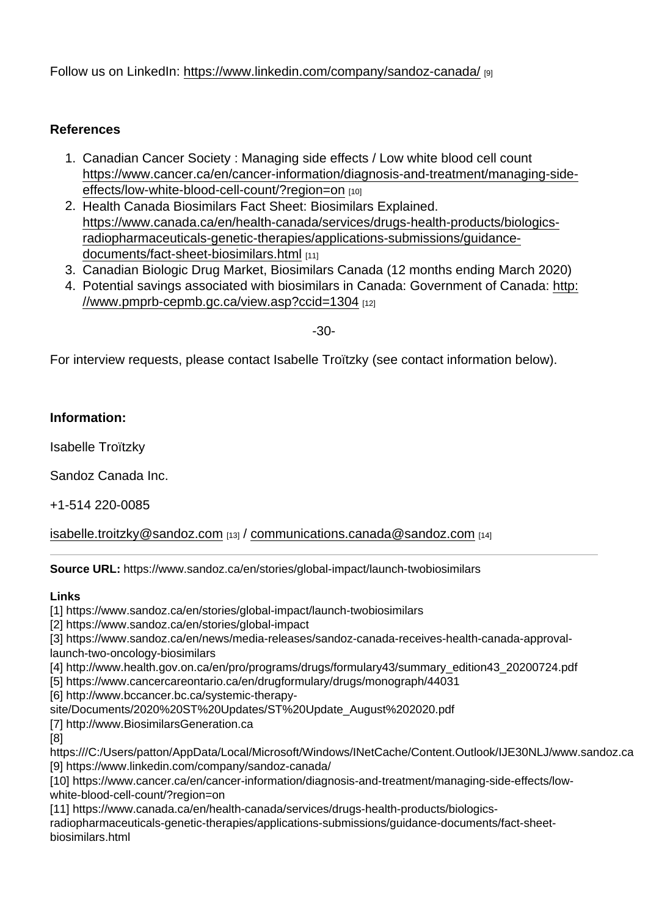Follow us on LinkedIn: https://www.linkedin.com/company/sandoz-canada/ [9]

**References**

1. Canadian Cancer Society : Managing side effects / Low white blood cell count https://www.cancer.ca/en/cancer-information/diagnosis-and-treatment/managing-side-effects/low-white-blood-cell-count/?region=on [10]
2. Health Canada Biosimilars Fact Sheet: Biosimilars Explained. https://www.canada.ca/en/health-canada/services/drugs-health-products/biologics-radiopharmaceuticals-genetic-therapies/applications-submissions/guidance-documents/fact-sheet-biosimilars.html [11]
3. Canadian Biologic Drug Market, Biosimilars Canada (12 months ending March 2020)
4. Potential savings associated with biosimilars in Canada: Government of Canada: http://www.pmprb-cepmb.gc.ca/view.asp?ccid=1304 [12]

-30-

For interview requests, please contact Isabelle Troïtzky (see contact information below).

**Information:**

Isabelle Troïtzky

Sandoz Canada Inc.

+1-514 220-0085

isabelle.troitzky@sandoz.com [13] / communications.canada@sandoz.com [14]

---

**Source URL:** https://www.sandoz.ca/en/stories/global-impact/launch-twobiosimilars

**Links**

[1] https://www.sandoz.ca/en/stories/global-impact/launch-twobiosimilars
[2] https://www.sandoz.ca/en/stories/global-impact
[3] https://www.sandoz.ca/en/news/media-releases/sandoz-canada-receives-health-canada-approval-launch-two-oncology-biosimilars
[4] http://www.health.gov.on.ca/en/pro/programs/drugs/formulary43/summary_edition43_20200724.pdf
[5] https://www.cancercareontario.ca/en/drugformulary/drugs/monograph/44031
[6] http://www.bccancer.bc.ca/systemic-therapy-site/Documents/2020%20ST%20Updates/ST%20Update_August%202020.pdf
[7] http://www.BiosimilarsGeneration.ca
[8] https:///C:/Users/patton/AppData/Local/Microsoft/Windows/INetCache/Content.Outlook/IJE30NLJ/www.sandoz.ca
[9] https://www.linkedin.com/company/sandoz-canada/
[10] https://www.cancer.ca/en/cancer-information/diagnosis-and-treatment/managing-side-effects/low-white-blood-cell-count/?region=on
[11] https://www.canada.ca/en/health-canada/services/drugs-health-products/biologics-radiopharmaceuticals-genetic-therapies/applications-submissions/guidance-documents/fact-sheet-biosimilars.html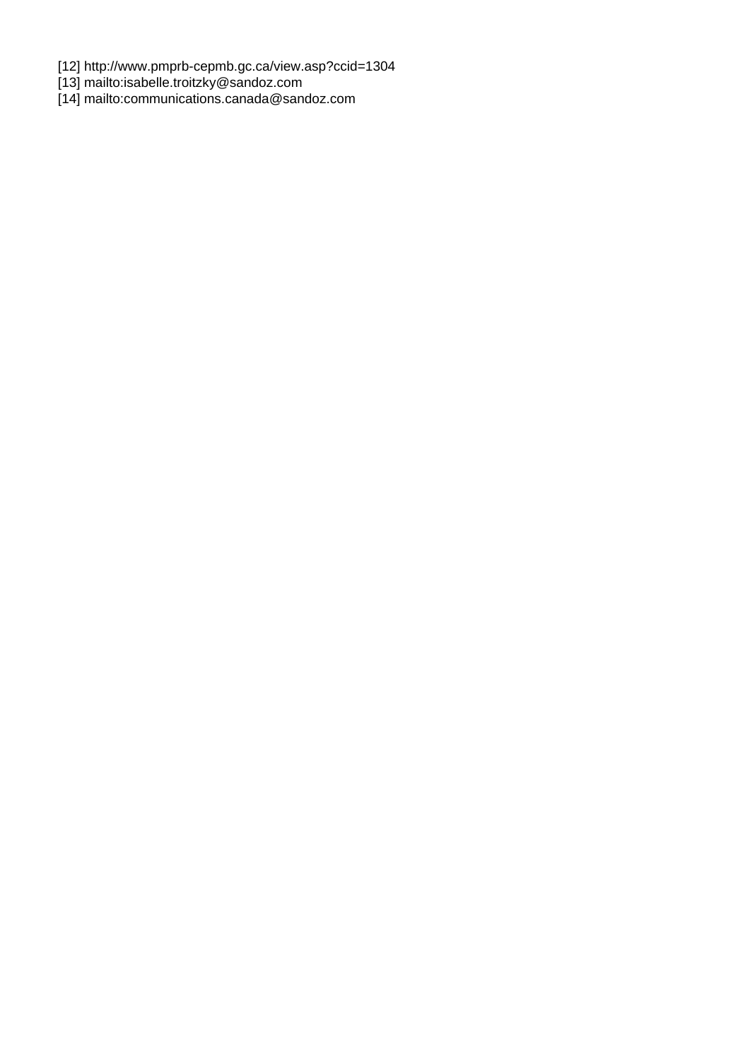[12] http://www.pmprb-cepmb.gc.ca/view.asp?ccid=1304
[13] mailto:isabelle.troitzky@sandoz.com
[14] mailto:communications.canada@sandoz.com